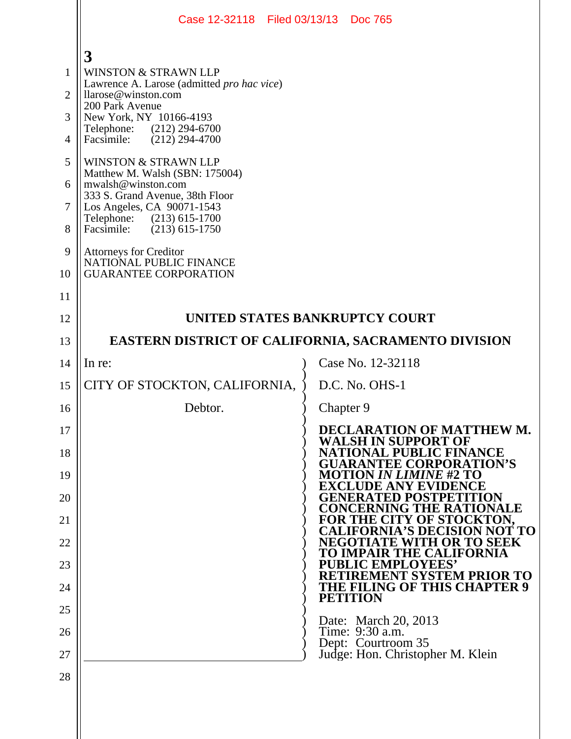3

WINSTON & STRAWN LLP
Lawrence A. Larose (admitted *pro hac vice*)
llarose@winston.com
200 Park Avenue
New York, NY 10166-4193
Telephone: (212) 294-6700
Facsimile: (212) 294-4700

WINSTON & STRAWN LLP
Matthew M. Walsh (SBN: 175004)
mwalsh@winston.com
333 S. Grand Avenue, 38th Floor
Los Angeles, CA 90071-1543
Telephone: (213) 615-1700
Facsimile: (213) 615-1750

Attorneys for Creditor
NATIONAL PUBLIC FINANCE
GUARANTEE CORPORATION

**UNITED STATES BANKRUPTCY COURT**

**EASTERN DISTRICT OF CALIFORNIA, SACRAMENTO DIVISION**

In re:

CITY OF STOCKTON, CALIFORNIA,

Debtor.

Case No. 12-32118

D.C. No. OHS-1

Chapter 9

**DECLARATION OF MATTHEW M. WALSH IN SUPPORT OF NATIONAL PUBLIC FINANCE GUARANTEE CORPORATION'S MOTION *IN LIMINE* #2 TO EXCLUDE ANY EVIDENCE GENERATED POSTPETITION CONCERNING THE RATIONALE FOR THE CITY OF STOCKTON, CALIFORNIA'S DECISION NOT TO NEGOTIATE WITH OR TO SEEK TO IMPAIR THE CALIFORNIA PUBLIC EMPLOYEES' RETIREMENT SYSTEM PRIOR TO THE FILING OF THIS CHAPTER 9 PETITION**

Date: March 20, 2013
Time: 9:30 a.m.
Dept: Courtroom 35
Judge: Hon. Christopher M. Klein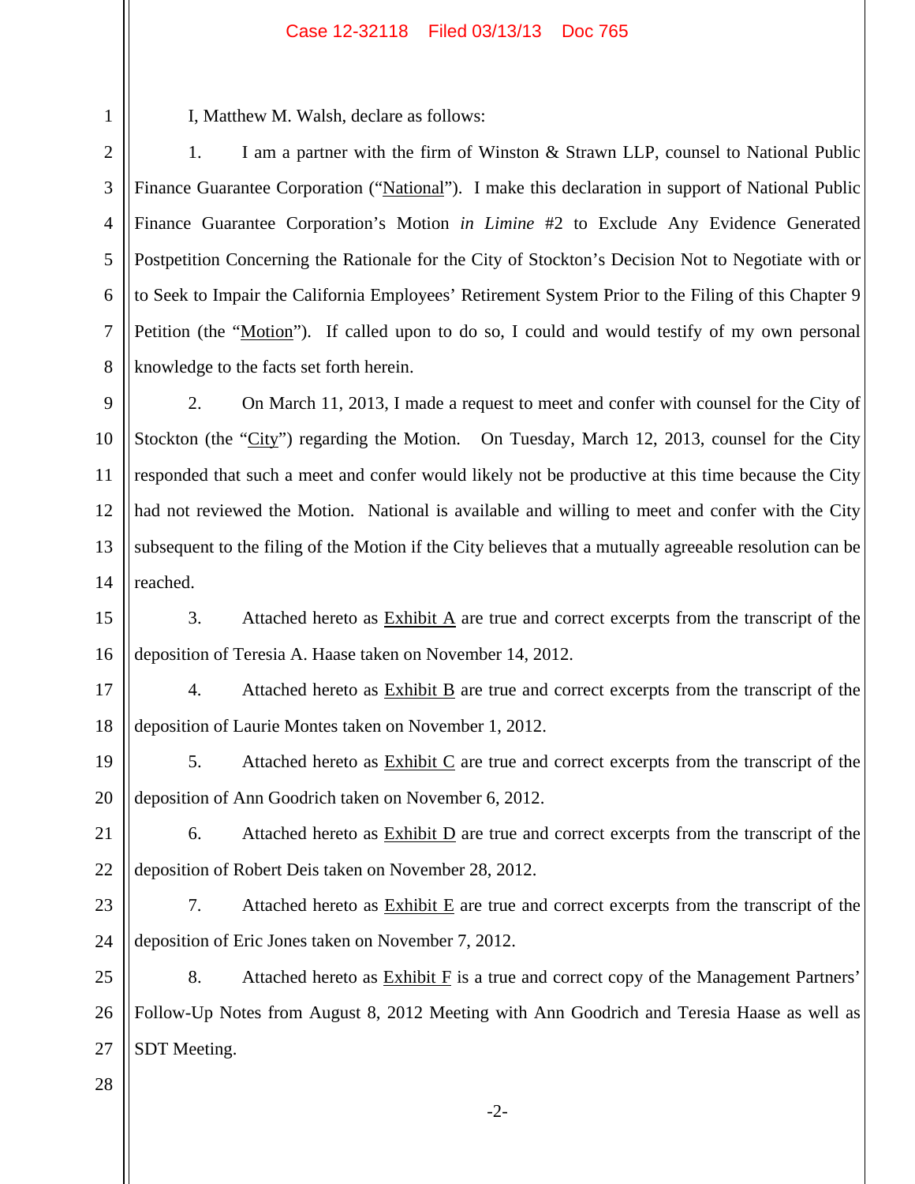I, Matthew M. Walsh, declare as follows:

1. I am a partner with the firm of Winston & Strawn LLP, counsel to National Public Finance Guarantee Corporation ("National"). I make this declaration in support of National Public Finance Guarantee Corporation's Motion *in Limine* #2 to Exclude Any Evidence Generated Postpetition Concerning the Rationale for the City of Stockton's Decision Not to Negotiate with or to Seek to Impair the California Employees' Retirement System Prior to the Filing of this Chapter 9 Petition (the "Motion"). If called upon to do so, I could and would testify of my own personal knowledge to the facts set forth herein.

2. On March 11, 2013, I made a request to meet and confer with counsel for the City of Stockton (the "City") regarding the Motion. On Tuesday, March 12, 2013, counsel for the City responded that such a meet and confer would likely not be productive at this time because the City had not reviewed the Motion. National is available and willing to meet and confer with the City subsequent to the filing of the Motion if the City believes that a mutually agreeable resolution can be reached.

3. Attached hereto as Exhibit A are true and correct excerpts from the transcript of the deposition of Teresia A. Haase taken on November 14, 2012.

4. Attached hereto as Exhibit B are true and correct excerpts from the transcript of the deposition of Laurie Montes taken on November 1, 2012.

5. Attached hereto as Exhibit C are true and correct excerpts from the transcript of the deposition of Ann Goodrich taken on November 6, 2012.

6. Attached hereto as Exhibit D are true and correct excerpts from the transcript of the deposition of Robert Deis taken on November 28, 2012.

7. Attached hereto as Exhibit E are true and correct excerpts from the transcript of the deposition of Eric Jones taken on November 7, 2012.

8. Attached hereto as Exhibit F is a true and correct copy of the Management Partners' Follow-Up Notes from August 8, 2012 Meeting with Ann Goodrich and Teresia Haase as well as SDT Meeting.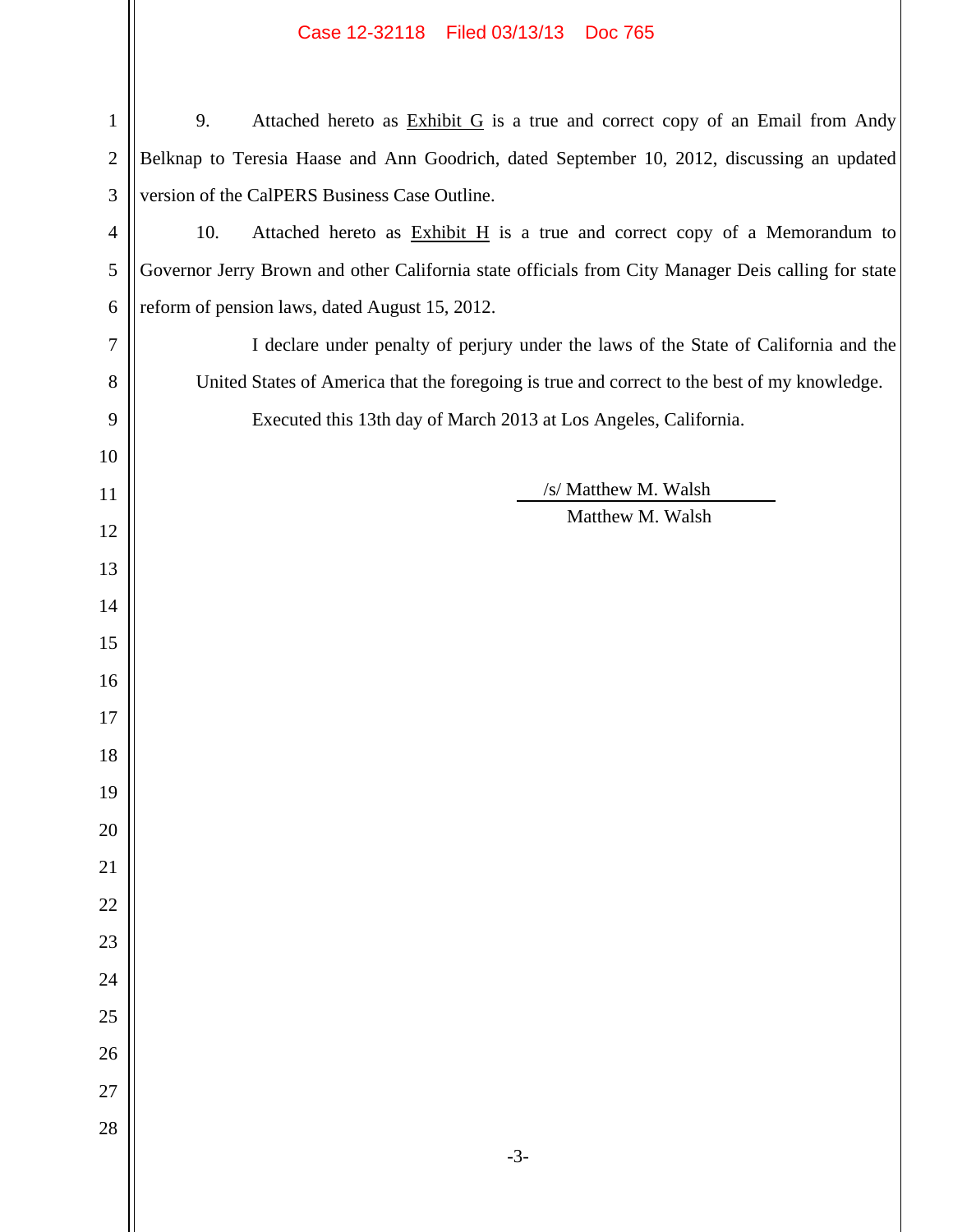9. Attached hereto as <u>Exhibit G</u> is a true and correct copy of an Email from Andy Belknap to Teresia Haase and Ann Goodrich, dated September 10, 2012, discussing an updated version of the CalPERS Business Case Outline.

10. Attached hereto as <u>Exhibit H</u> is a true and correct copy of a Memorandum to Governor Jerry Brown and other California state officials from City Manager Deis calling for state reform of pension laws, dated August 15, 2012.

I declare under penalty of perjury under the laws of the State of California and the United States of America that the foregoing is true and correct to the best of my knowledge.

Executed this 13th day of March 2013 at Los Angeles, California.

/s/ Matthew M. Walsh
Matthew M. Walsh